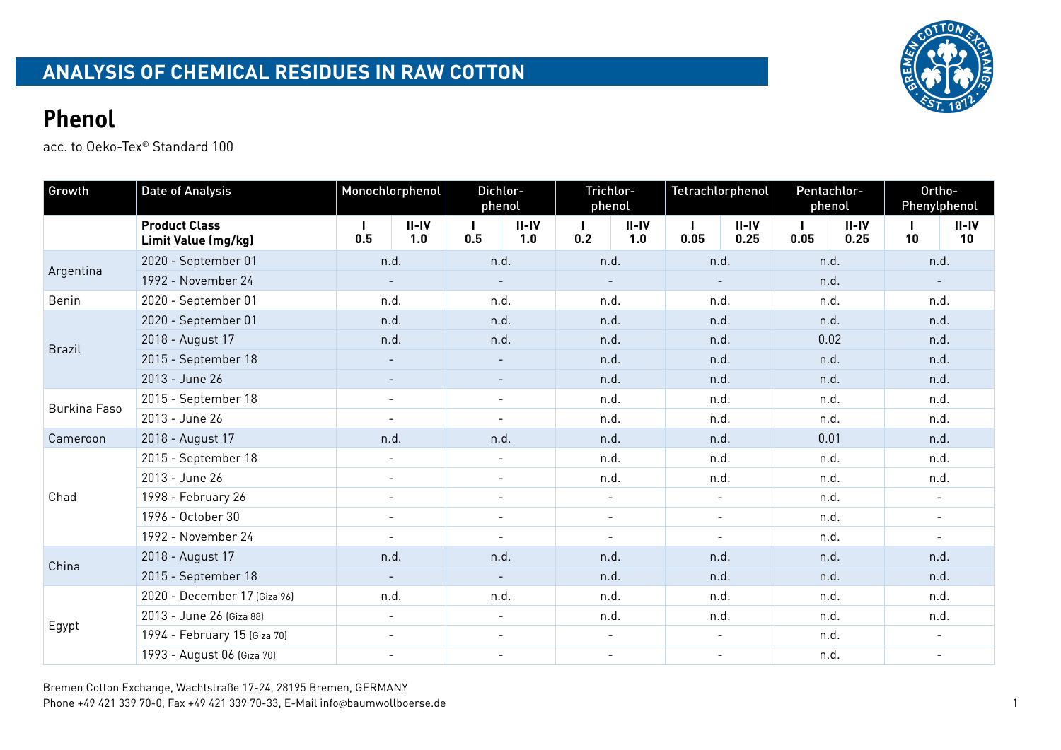# ANALYSIS OF CHEMICAL RESIDUES IN RAW COTTON

## Phenol

acc. to Oeko-Tex® Standard 100

| Growth | Date of Analysis | Monochlorphenol | | Dichlor-phenol | | Trichlor-phenol | | Tetrachlorphenol | | Pentachlor-phenol | | Ortho-Phenylphenol | |
|---|---|---|---|---|---|---|---|---|---|---|---|---|---|
| | **Product Class Limit Value (mg/kg)** | **I 0.5** | **II-IV 1.0** | **I 0.5** | **II-IV 1.0** | **I 0.2** | **II-IV 1.0** | **I 0.05** | **II-IV 0.25** | **I 0.05** | **II-IV 0.25** | **I 10** | **II-IV 10** |
| Argentina | 2020 - September 01 | n.d. | | n.d. | | n.d. | | n.d. | | n.d. | | n.d. | |
| | 1992 - November 24 | - | | - | | - | | - | | n.d. | | - | |
| Benin | 2020 - September 01 | n.d. | | n.d. | | n.d. | | n.d. | | n.d. | | n.d. | |
| Brazil | 2020 - September 01 | n.d. | | n.d. | | n.d. | | n.d. | | n.d. | | n.d. | |
| | 2018 - August 17 | n.d. | | n.d. | | n.d. | | n.d. | | 0.02 | | n.d. | |
| | 2015 - September 18 | - | | - | | n.d. | | n.d. | | n.d. | | n.d. | |
| | 2013 - June 26 | - | | - | | n.d. | | n.d. | | n.d. | | n.d. | |
| Burkina Faso | 2015 - September 18 | - | | - | | n.d. | | n.d. | | n.d. | | n.d. | |
| | 2013 - June 26 | - | | - | | n.d. | | n.d. | | n.d. | | n.d. | |
| Cameroon | 2018 - August 17 | n.d. | | n.d. | | n.d. | | n.d. | | 0.01 | | n.d. | |
| Chad | 2015 - September 18 | - | | - | | n.d. | | n.d. | | n.d. | | n.d. | |
| | 2013 - June 26 | - | | - | | n.d. | | n.d. | | n.d. | | n.d. | |
| | 1998 - February 26 | - | | - | | - | | - | | n.d. | | - | |
| | 1996 - October 30 | - | | - | | - | | - | | n.d. | | - | |
| | 1992 - November 24 | - | | - | | - | | - | | n.d. | | - | |
| China | 2018 - August 17 | n.d. | | n.d. | | n.d. | | n.d. | | n.d. | | n.d. | |
| | 2015 - September 18 | - | | - | | n.d. | | n.d. | | n.d. | | n.d. | |
| Egypt | 2020 - December 17 (Giza 96) | n.d. | | n.d. | | n.d. | | n.d. | | n.d. | | n.d. | |
| | 2013 - June 26 (Giza 88) | - | | - | | n.d. | | n.d. | | n.d. | | n.d. | |
| | 1994 - February 15 (Giza 70) | - | | - | | - | | - | | n.d. | | - | |
| | 1993 - August 06 (Giza 70) | - | | - | | - | | - | | n.d. | | - | |

Bremen Cotton Exchange, Wachtstraße 17-24, 28195 Bremen, GERMANY
Phone +49 421 339 70-0, Fax +49 421 339 70-33, E-Mail info@baumwollboerse.de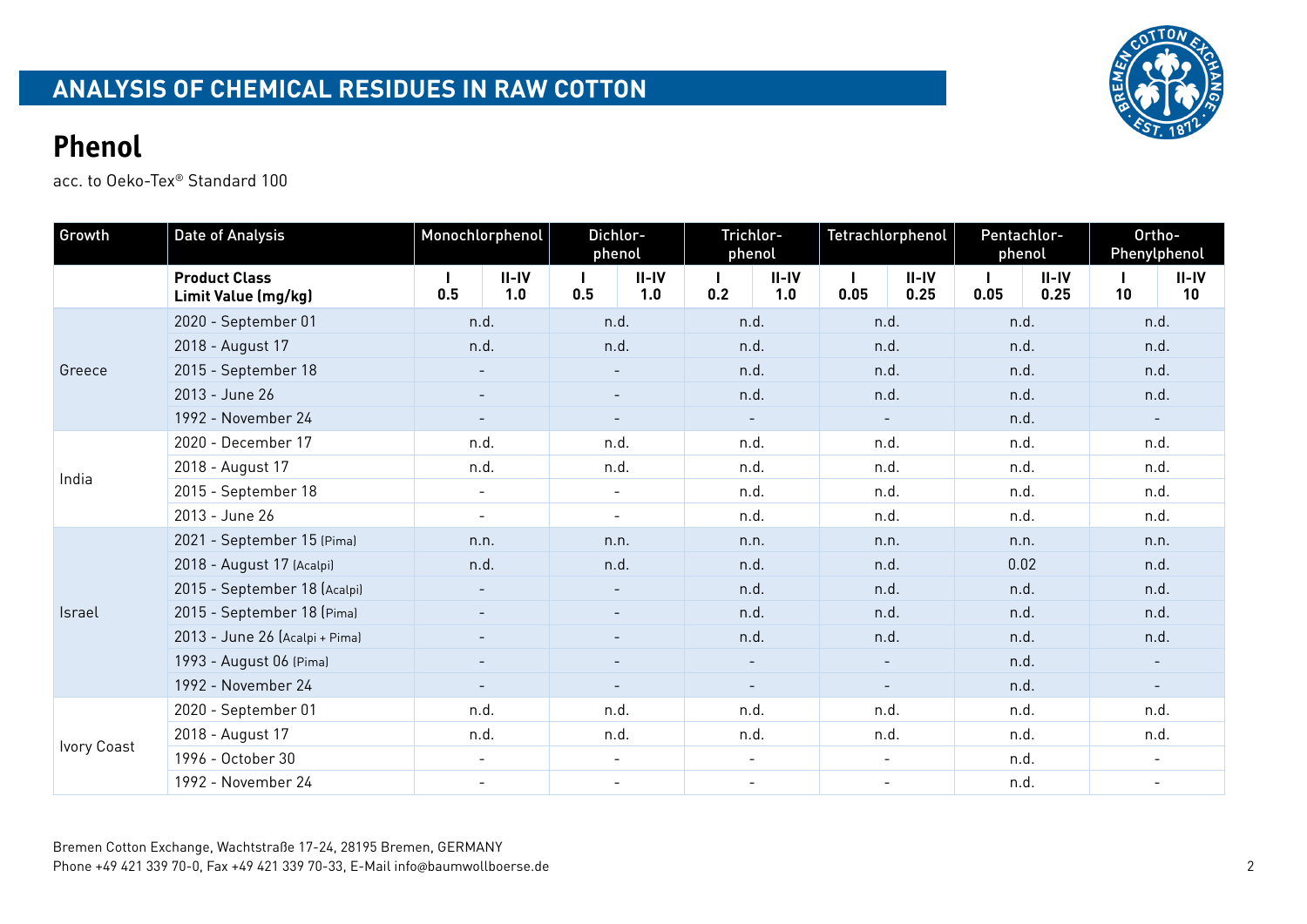## ANALYSIS OF CHEMICAL RESIDUES IN RAW COTTON

# Phenol

acc. to Oeko-Tex® Standard 100

| Growth | Date of Analysis | Monochlorphenol | | Dichlor-phenol | | Trichlor-phenol | | Tetrachlorphenol | | Pentachlor-phenol | | Ortho-Phenylphenol | |
|---|---|---|---|---|---|---|---|---|---|---|---|---|---|
| | **Product Class Limit Value (mg/kg)** | **I 0.5** | **II-IV 1.0** | **I 0.5** | **II-IV 1.0** | **I 0.2** | **II-IV 1.0** | **I 0.05** | **II-IV 0.25** | **I 0.05** | **II-IV 0.25** | **I 10** | **II-IV 10** |
| Greece | 2020 - September 01 | n.d. | | n.d. | | n.d. | | n.d. | | n.d. | | n.d. | |
| | 2018 - August 17 | n.d. | | n.d. | | n.d. | | n.d. | | n.d. | | n.d. | |
| | 2015 - September 18 | - | | - | | n.d. | | n.d. | | n.d. | | n.d. | |
| | 2013 - June 26 | - | | - | | n.d. | | n.d. | | n.d. | | n.d. | |
| | 1992 - November 24 | - | | - | | - | | - | | n.d. | | - | |
| India | 2020 - December 17 | n.d. | | n.d. | | n.d. | | n.d. | | n.d. | | n.d. | |
| | 2018 - August 17 | n.d. | | n.d. | | n.d. | | n.d. | | n.d. | | n.d. | |
| | 2015 - September 18 | - | | - | | n.d. | | n.d. | | n.d. | | n.d. | |
| | 2013 - June 26 | - | | - | | n.d. | | n.d. | | n.d. | | n.d. | |
| Israel | 2021 - September 15 (Pima) | n.n. | | n.n. | | n.n. | | n.n. | | n.n. | | n.n. | |
| | 2018 - August 17 (Acalpi) | n.d. | | n.d. | | n.d. | | n.d. | | 0.02 | | n.d. | |
| | 2015 - September 18 (Acalpi) | - | | - | | n.d. | | n.d. | | n.d. | | n.d. | |
| | 2015 - September 18 (Pima) | - | | - | | n.d. | | n.d. | | n.d. | | n.d. | |
| | 2013 - June 26 (Acalpi + Pima) | - | | - | | n.d. | | n.d. | | n.d. | | n.d. | |
| | 1993 - August 06 (Pima) | - | | - | | - | | - | | n.d. | | - | |
| | 1992 - November 24 | - | | - | | - | | - | | n.d. | | - | |
| Ivory Coast | 2020 - September 01 | n.d. | | n.d. | | n.d. | | n.d. | | n.d. | | n.d. | |
| | 2018 - August 17 | n.d. | | n.d. | | n.d. | | n.d. | | n.d. | | n.d. | |
| | 1996 - October 30 | - | | - | | - | | - | | n.d. | | - | |
| | 1992 - November 24 | - | | - | | - | | - | | n.d. | | - | |

Bremen Cotton Exchange, Wachtstraße 17-24, 28195 Bremen, GERMANY
Phone +49 421 339 70-0, Fax +49 421 339 70-33, E-Mail info@baumwollboerse.de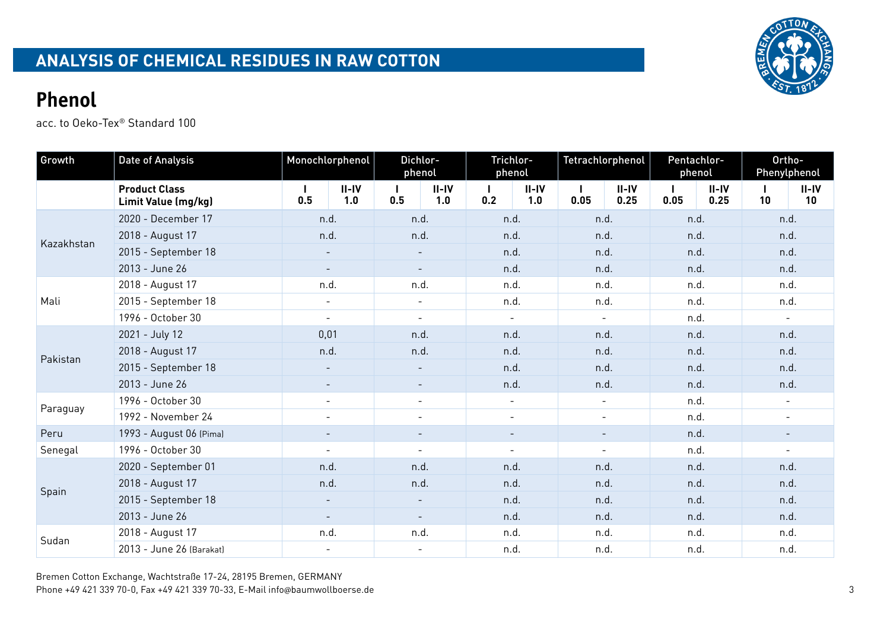## ANALYSIS OF CHEMICAL RESIDUES IN RAW COTTON

# Phenol

acc. to Oeko-Tex® Standard 100

| Growth | Date of Analysis | Monochlorphenol | | Dichlor-phenol | | Trichlor-phenol | | Tetrachlorphenol | | Pentachlor-phenol | | Ortho-Phenylphenol | |
|---|---|---|---|---|---|---|---|---|---|---|---|---|---|
| | **Product Class Limit Value (mg/kg)** | **I 0.5** | **II-IV 1.0** | **I 0.5** | **II-IV 1.0** | **I 0.2** | **II-IV 1.0** | **I 0.05** | **II-IV 0.25** | **I 0.05** | **II-IV 0.25** | **I 10** | **II-IV 10** |
| Kazakhstan | 2020 - December 17 | n.d. | | n.d. | | n.d. | | n.d. | | n.d. | | n.d. | |
| | 2018 - August 17 | n.d. | | n.d. | | n.d. | | n.d. | | n.d. | | n.d. | |
| | 2015 - September 18 | - | | - | | n.d. | | n.d. | | n.d. | | n.d. | |
| | 2013 - June 26 | - | | - | | n.d. | | n.d. | | n.d. | | n.d. | |
| Mali | 2018 - August 17 | n.d. | | n.d. | | n.d. | | n.d. | | n.d. | | n.d. | |
| | 2015 - September 18 | - | | - | | n.d. | | n.d. | | n.d. | | n.d. | |
| | 1996 - October 30 | - | | - | | - | | - | | n.d. | | - | |
| Pakistan | 2021 - July 12 | 0,01 | | n.d. | | n.d. | | n.d. | | n.d. | | n.d. | |
| | 2018 - August 17 | n.d. | | n.d. | | n.d. | | n.d. | | n.d. | | n.d. | |
| | 2015 - September 18 | - | | - | | n.d. | | n.d. | | n.d. | | n.d. | |
| | 2013 - June 26 | - | | - | | n.d. | | n.d. | | n.d. | | n.d. | |
| Paraguay | 1996 - October 30 | - | | - | | - | | - | | n.d. | | - | |
| | 1992 - November 24 | - | | - | | - | | - | | n.d. | | - | |
| Peru | 1993 - August 06 (Pima) | - | | - | | - | | - | | n.d. | | - | |
| Senegal | 1996 - October 30 | - | | - | | - | | - | | n.d. | | - | |
| Spain | 2020 - September 01 | n.d. | | n.d. | | n.d. | | n.d. | | n.d. | | n.d. | |
| | 2018 - August 17 | n.d. | | n.d. | | n.d. | | n.d. | | n.d. | | n.d. | |
| | 2015 - September 18 | - | | - | | n.d. | | n.d. | | n.d. | | n.d. | |
| | 2013 - June 26 | - | | - | | n.d. | | n.d. | | n.d. | | n.d. | |
| Sudan | 2018 - August 17 | n.d. | | n.d. | | n.d. | | n.d. | | n.d. | | n.d. | |
| | 2013 - June 26 (Barakat) | - | | - | | n.d. | | n.d. | | n.d. | | n.d. | |

Bremen Cotton Exchange, Wachtstraße 17-24, 28195 Bremen, GERMANY
Phone +49 421 339 70-0, Fax +49 421 339 70-33, E-Mail info@baumwollboerse.de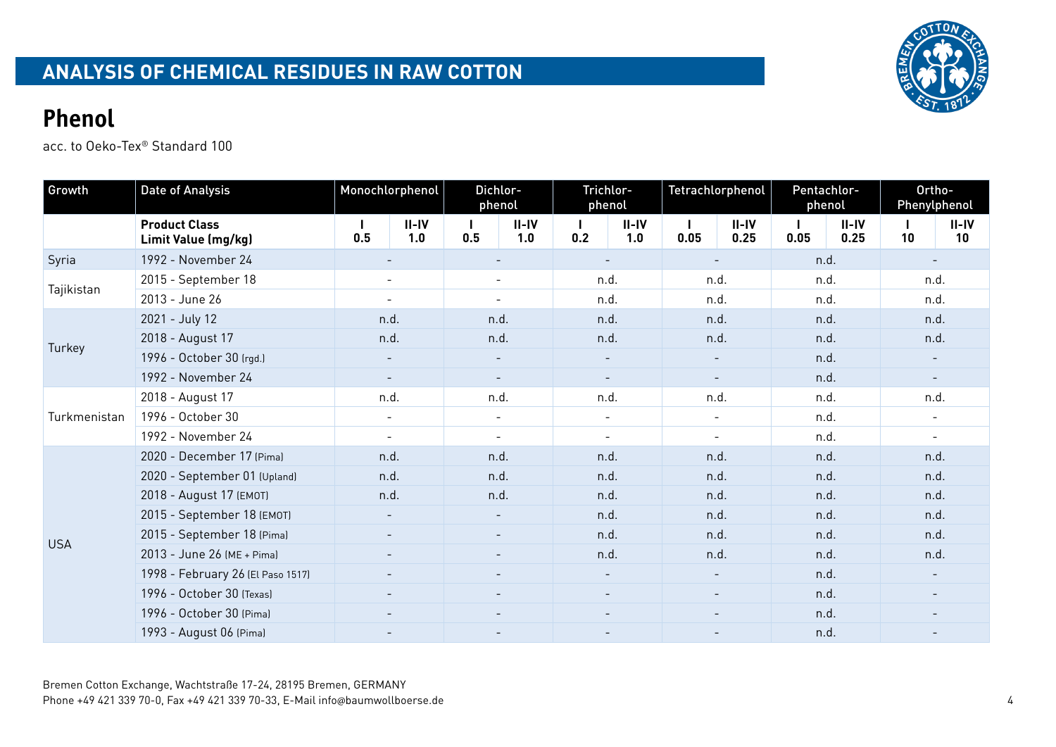# ANALYSIS OF CHEMICAL RESIDUES IN RAW COTTON

## Phenol

acc. to Oeko-Tex® Standard 100

| Growth | Date of Analysis | Monochlorphenol | | Dichlor-phenol | | Trichlor-phenol | | Tetrachlorphenol | | Pentachlor-phenol | | Ortho-Phenylphenol | |
|---|---|---|---|---|---|---|---|---|---|---|---|---|---|
| | **Product Class Limit Value (mg/kg)** | **I 0.5** | **II-IV 1.0** | **I 0.5** | **II-IV 1.0** | **I 0.2** | **II-IV 1.0** | **I 0.05** | **II-IV 0.25** | **I 0.05** | **II-IV 0.25** | **I 10** | **II-IV 10** |
| Syria | 1992 - November 24 | - | | - | | - | | - | | n.d. | | - | |
| Tajikistan | 2015 - September 18 | - | | - | | n.d. | | n.d. | | n.d. | | n.d. | |
| | 2013 - June 26 | - | | - | | n.d. | | n.d. | | n.d. | | n.d. | |
| Turkey | 2021 - July 12 | n.d. | | n.d. | | n.d. | | n.d. | | n.d. | | n.d. | |
| | 2018 - August 17 | n.d. | | n.d. | | n.d. | | n.d. | | n.d. | | n.d. | |
| | 1996 - October 30 (rgd.) | - | | - | | - | | - | | n.d. | | - | |
| | 1992 - November 24 | - | | - | | - | | - | | n.d. | | - | |
| Turkmenistan | 2018 - August 17 | n.d. | | n.d. | | n.d. | | n.d. | | n.d. | | n.d. | |
| | 1996 - October 30 | - | | - | | - | | - | | n.d. | | - | |
| | 1992 - November 24 | - | | - | | - | | - | | n.d. | | - | |
| USA | 2020 - December 17 (Pima) | n.d. | | n.d. | | n.d. | | n.d. | | n.d. | | n.d. | |
| | 2020 - September 01 (Upland) | n.d. | | n.d. | | n.d. | | n.d. | | n.d. | | n.d. | |
| | 2018 - August 17 (EMOT) | n.d. | | n.d. | | n.d. | | n.d. | | n.d. | | n.d. | |
| | 2015 - September 18 (EMOT) | - | | - | | n.d. | | n.d. | | n.d. | | n.d. | |
| | 2015 - September 18 (Pima) | - | | - | | n.d. | | n.d. | | n.d. | | n.d. | |
| | 2013 - June 26 (ME + Pima) | - | | - | | n.d. | | n.d. | | n.d. | | n.d. | |
| | 1998 - February 26 (El Paso 1517) | - | | - | | - | | - | | n.d. | | - | |
| | 1996 - October 30 (Texas) | - | | - | | - | | - | | n.d. | | - | |
| | 1996 - October 30 (Pima) | - | | - | | - | | - | | n.d. | | - | |
| | 1993 - August 06 (Pima) | - | | - | | - | | - | | n.d. | | - | |

Bremen Cotton Exchange, Wachtstraße 17-24, 28195 Bremen, GERMANY
Phone +49 421 339 70-0, Fax +49 421 339 70-33, E-Mail info@baumwollboerse.de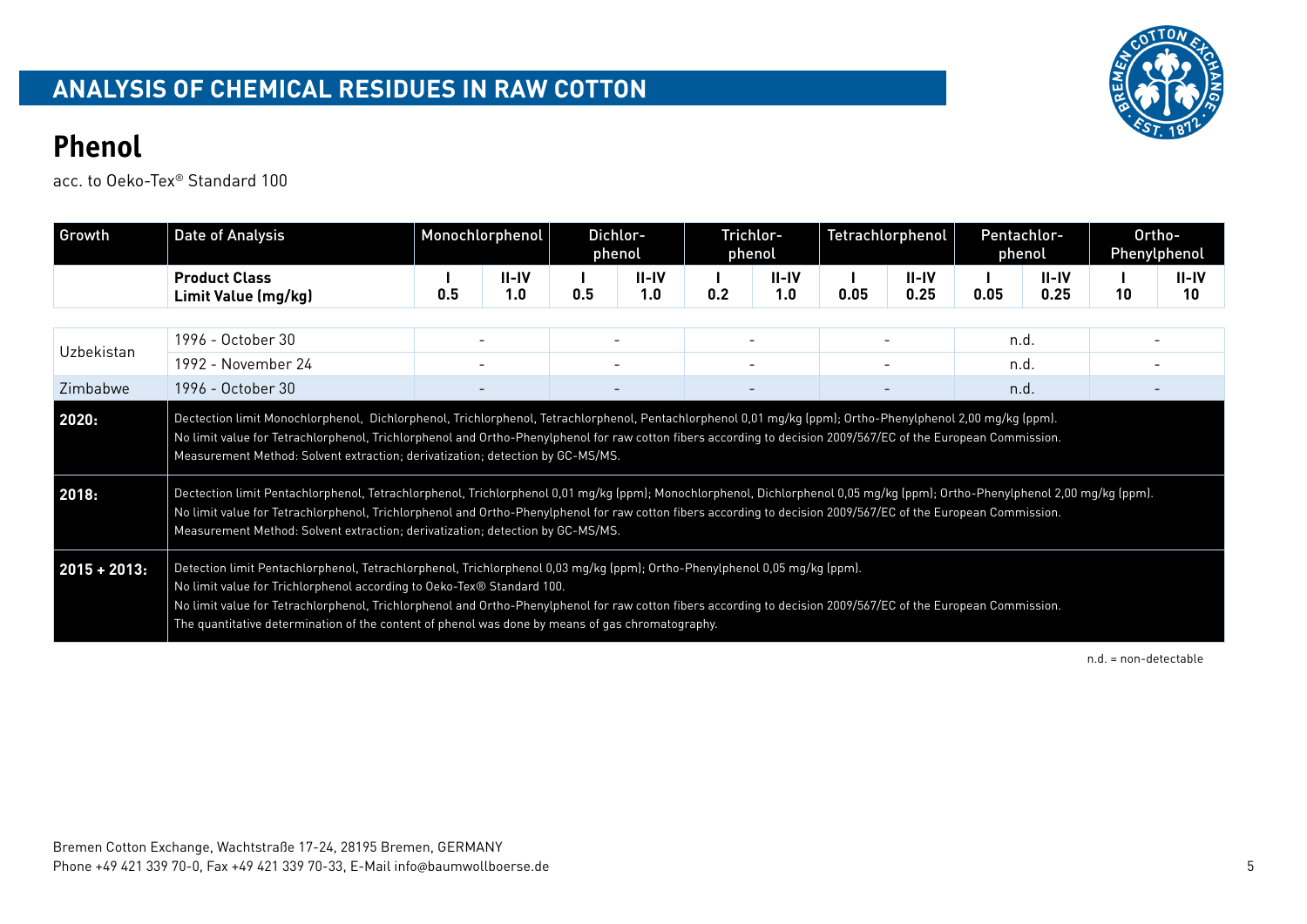## ANALYSIS OF CHEMICAL RESIDUES IN RAW COTTON

# Phenol

acc. to Oeko-Tex® Standard 100

| Growth | Date of Analysis | Monochlorphenol | | Dichlor-phenol | | Trichlor-phenol | | Tetrachlorphenol | | Pentachlor-phenol | | Ortho-Phenylphenol | |
|---|---|---|---|---|---|---|---|---|---|---|---|---|---|
| | **Product Class** **Limit Value (mg/kg)** | **I** **0.5** | **II-IV** **1.0** | **I** **0.5** | **II-IV** **1.0** | **I** **0.2** | **II-IV** **1.0** | **I** **0.05** | **II-IV** **0.25** | **I** **0.05** | **II-IV** **0.25** | **I** **10** | **II-IV** **10** |
| Uzbekistan | 1996 - October 30 | - | | - | | - | | - | | n.d. | | - | |
| | 1992 - November 24 | - | | - | | - | | - | | n.d. | | - | |
| Zimbabwe | 1996 - October 30 | - | | - | | - | | - | | n.d. | | - | |

**2020:**

Dectection limit Monochlorphenol, Dichlorphenol, Trichlorphenol, Tetrachlorphenol, Pentachlorphenol 0,01 mg/kg (ppm); Ortho-Phenylphenol 2,00 mg/kg (ppm).
No limit value for Tetrachlorphenol, Trichlorphenol and Ortho-Phenylphenol for raw cotton fibers according to decision 2009/567/EC of the European Commission.
Measurement Method: Solvent extraction; derivatization; detection by GC-MS/MS.

**2018:**

Dectection limit Pentachlorphenol, Tetrachlorphenol, Trichlorphenol 0,01 mg/kg (ppm); Monochlorphenol, Dichlorphenol 0,05 mg/kg (ppm); Ortho-Phenylphenol 2,00 mg/kg (ppm).
No limit value for Tetrachlorphenol, Trichlorphenol and Ortho-Phenylphenol for raw cotton fibers according to decision 2009/567/EC of the European Commission.
Measurement Method: Solvent extraction; derivatization; detection by GC-MS/MS.

**2015 + 2013:**

Detection limit Pentachlorphenol, Tetrachlorphenol, Trichlorphenol 0,03 mg/kg (ppm); Ortho-Phenylphenol 0,05 mg/kg (ppm).
No limit value for Trichlorphenol according to Oeko-Tex® Standard 100.
No limit value for Tetrachlorphenol, Trichlorphenol and Ortho-Phenylphenol for raw cotton fibers according to decision 2009/567/EC of the European Commission.
The quantitative determination of the content of phenol was done by means of gas chromatography.

n.d. = non-detectable

Bremen Cotton Exchange, Wachtstraße 17-24, 28195 Bremen, GERMANY
Phone +49 421 339 70-0, Fax +49 421 339 70-33, E-Mail info@baumwollboerse.de